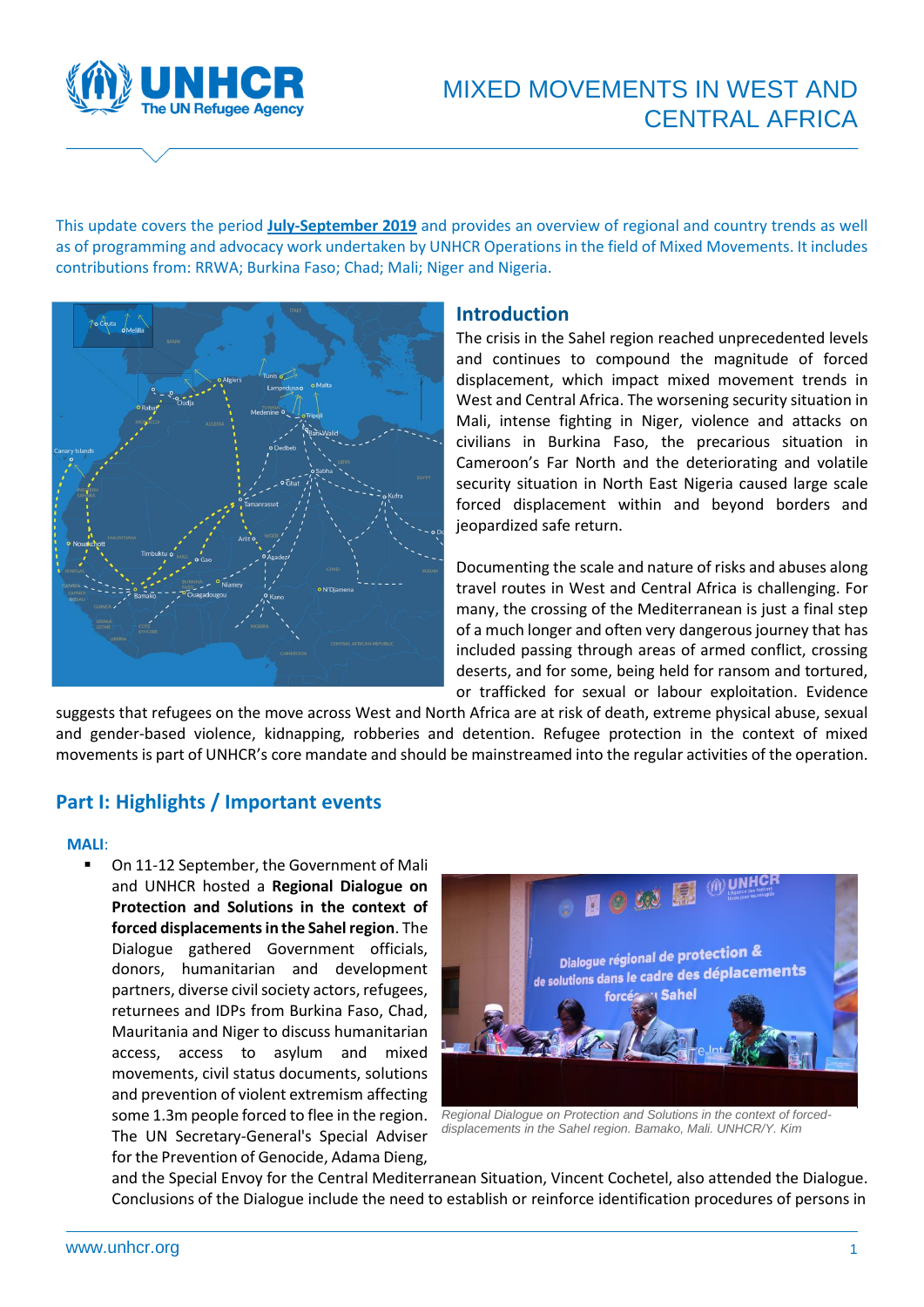# MIXED MOVEMENTS IN WEST AND CENTRAL AFRICA

This update covers the period **July-September 2019** and provides an overview of regional and country trends as well as of programming and advocacy work undertaken by UNHCR Operations in the field of Mixed Movements. It includes contributions from: RRWA; Burkina Faso; Chad; Mali; Niger and Nigeria.

## Introduction

The crisis in the Sahel region reached unprecedented levels and continues to compound the magnitude of forced displacement, which impact mixed movement trends in West and Central Africa. The worsening security situation in Mali, intense fighting in Niger, violence and attacks on civilians in Burkina Faso, the precarious situation in Cameroon's Far North and the deteriorating and volatile security situation in North East Nigeria caused large scale forced displacement within and beyond borders and jeopardized safe return.

Documenting the scale and nature of risks and abuses along travel routes in West and Central Africa is challenging. For many, the crossing of the Mediterranean is just a final step of a much longer and often very dangerous journey that has included passing through areas of armed conflict, crossing deserts, and for some, being held for ransom and tortured, or trafficked for sexual or labour exploitation. Evidence suggests that refugees on the move across West and North Africa are at risk of death, extreme physical abuse, sexual and gender-based violence, kidnapping, robberies and detention. Refugee protection in the context of mixed movements is part of UNHCR's core mandate and should be mainstreamed into the regular activities of the operation.

## Part I: Highlights / Important events

**MALI**:

- On 11-12 September, the Government of Mali and UNHCR hosted a **Regional Dialogue on Protection and Solutions in the context of forced displacements in the Sahel region**. The Dialogue gathered Government officials, donors, humanitarian and development partners, diverse civil society actors, refugees, returnees and IDPs from Burkina Faso, Chad, Mauritania and Niger to discuss humanitarian access, access to asylum and mixed movements, civil status documents, solutions and prevention of violent extremism affecting some 1.3m people forced to flee in the region. The UN Secretary-General's Special Adviser for the Prevention of Genocide, Adama Dieng, and the Special Envoy for the Central Mediterranean Situation, Vincent Cochetel, also attended the Dialogue. Conclusions of the Dialogue include the need to establish or reinforce identification procedures of persons in

*Regional Dialogue on Protection and Solutions in the context of forced-displacements in the Sahel region. Bamako, Mali. UNHCR/Y. Kim*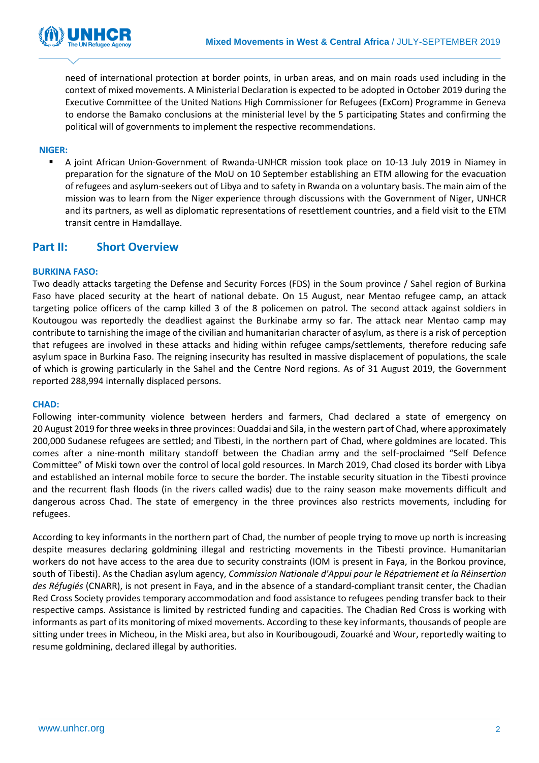need of international protection at border points, in urban areas, and on main roads used including in the context of mixed movements. A Ministerial Declaration is expected to be adopted in October 2019 during the Executive Committee of the United Nations High Commissioner for Refugees (ExCom) Programme in Geneva to endorse the Bamako conclusions at the ministerial level by the 5 participating States and confirming the political will of governments to implement the respective recommendations.

**NIGER:**

- A joint African Union-Government of Rwanda-UNHCR mission took place on 10-13 July 2019 in Niamey in preparation for the signature of the MoU on 10 September establishing an ETM allowing for the evacuation of refugees and asylum-seekers out of Libya and to safety in Rwanda on a voluntary basis. The main aim of the mission was to learn from the Niger experience through discussions with the Government of Niger, UNHCR and its partners, as well as diplomatic representations of resettlement countries, and a field visit to the ETM transit centre in Hamdallaye.

## Part II: Short Overview

**BURKINA FASO:**

Two deadly attacks targeting the Defense and Security Forces (FDS) in the Soum province / Sahel region of Burkina Faso have placed security at the heart of national debate. On 15 August, near Mentao refugee camp, an attack targeting police officers of the camp killed 3 of the 8 policemen on patrol. The second attack against soldiers in Koutougou was reportedly the deadliest against the Burkinabe army so far. The attack near Mentao camp may contribute to tarnishing the image of the civilian and humanitarian character of asylum, as there is a risk of perception that refugees are involved in these attacks and hiding within refugee camps/settlements, therefore reducing safe asylum space in Burkina Faso. The reigning insecurity has resulted in massive displacement of populations, the scale of which is growing particularly in the Sahel and the Centre Nord regions. As of 31 August 2019, the Government reported 288,994 internally displaced persons.

**CHAD:**

Following inter-community violence between herders and farmers, Chad declared a state of emergency on 20 August 2019 for three weeks in three provinces: Ouaddai and Sila, in the western part of Chad, where approximately 200,000 Sudanese refugees are settled; and Tibesti, in the northern part of Chad, where goldmines are located. This comes after a nine-month military standoff between the Chadian army and the self-proclaimed "Self Defence Committee" of Miski town over the control of local gold resources. In March 2019, Chad closed its border with Libya and established an internal mobile force to secure the border. The instable security situation in the Tibesti province and the recurrent flash floods (in the rivers called wadis) due to the rainy season make movements difficult and dangerous across Chad. The state of emergency in the three provinces also restricts movements, including for refugees.

According to key informants in the northern part of Chad, the number of people trying to move up north is increasing despite measures declaring goldmining illegal and restricting movements in the Tibesti province. Humanitarian workers do not have access to the area due to security constraints (IOM is present in Faya, in the Borkou province, south of Tibesti). As the Chadian asylum agency, *Commission Nationale d'Appui pour le Répatriement et la Réinsertion des Réfugiés* (CNARR), is not present in Faya, and in the absence of a standard-compliant transit center, the Chadian Red Cross Society provides temporary accommodation and food assistance to refugees pending transfer back to their respective camps. Assistance is limited by restricted funding and capacities. The Chadian Red Cross is working with informants as part of its monitoring of mixed movements. According to these key informants, thousands of people are sitting under trees in Micheou, in the Miski area, but also in Kouribougoudi, Zouarké and Wour, reportedly waiting to resume goldmining, declared illegal by authorities.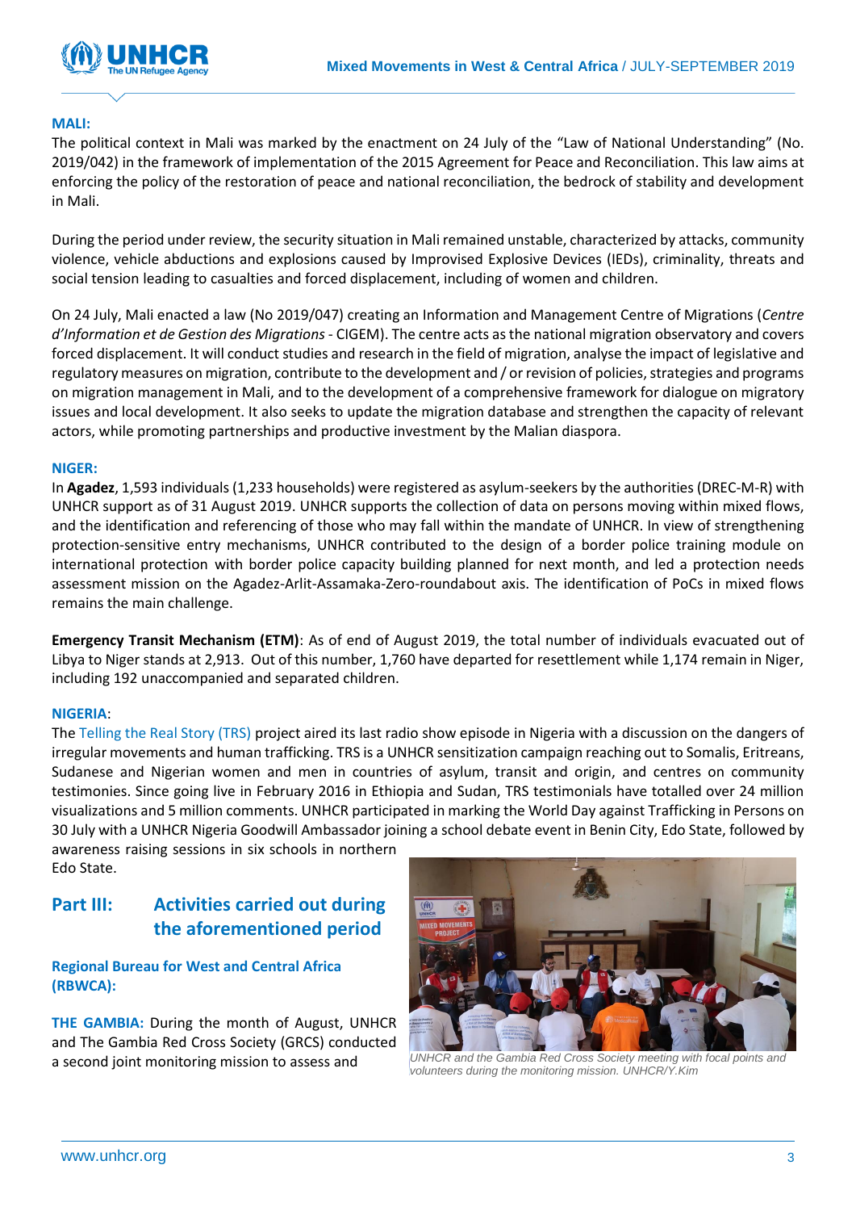**MALI:**

The political context in Mali was marked by the enactment on 24 July of the "Law of National Understanding" (No. 2019/042) in the framework of implementation of the 2015 Agreement for Peace and Reconciliation. This law aims at enforcing the policy of the restoration of peace and national reconciliation, the bedrock of stability and development in Mali.

During the period under review, the security situation in Mali remained unstable, characterized by attacks, community violence, vehicle abductions and explosions caused by Improvised Explosive Devices (IEDs), criminality, threats and social tension leading to casualties and forced displacement, including of women and children.

On 24 July, Mali enacted a law (No 2019/047) creating an Information and Management Centre of Migrations (*Centre d'Information et de Gestion des Migrations* - CIGEM). The centre acts as the national migration observatory and covers forced displacement. It will conduct studies and research in the field of migration, analyse the impact of legislative and regulatory measures on migration, contribute to the development and / or revision of policies, strategies and programs on migration management in Mali, and to the development of a comprehensive framework for dialogue on migratory issues and local development. It also seeks to update the migration database and strengthen the capacity of relevant actors, while promoting partnerships and productive investment by the Malian diaspora.

**NIGER:**

In **Agadez**, 1,593 individuals (1,233 households) were registered as asylum-seekers by the authorities (DREC-M-R) with UNHCR support as of 31 August 2019. UNHCR supports the collection of data on persons moving within mixed flows, and the identification and referencing of those who may fall within the mandate of UNHCR. In view of strengthening protection-sensitive entry mechanisms, UNHCR contributed to the design of a border police training module on international protection with border police capacity building planned for next month, and led a protection needs assessment mission on the Agadez-Arlit-Assamaka-Zero-roundabout axis. The identification of PoCs in mixed flows remains the main challenge.

**Emergency Transit Mechanism (ETM)**: As of end of August 2019, the total number of individuals evacuated out of Libya to Niger stands at 2,913. Out of this number, 1,760 have departed for resettlement while 1,174 remain in Niger, including 192 unaccompanied and separated children.

**NIGERIA**:

The Telling the Real Story (TRS) project aired its last radio show episode in Nigeria with a discussion on the dangers of irregular movements and human trafficking. TRS is a UNHCR sensitization campaign reaching out to Somalis, Eritreans, Sudanese and Nigerian women and men in countries of asylum, transit and origin, and centres on community testimonies. Since going live in February 2016 in Ethiopia and Sudan, TRS testimonials have totalled over 24 million visualizations and 5 million comments. UNHCR participated in marking the World Day against Trafficking in Persons on 30 July with a UNHCR Nigeria Goodwill Ambassador joining a school debate event in Benin City, Edo State, followed by awareness raising sessions in six schools in northern Edo State.

## Part III: Activities carried out during the aforementioned period

### Regional Bureau for West and Central Africa (RBWCA):

**THE GAMBIA:** During the month of August, UNHCR and The Gambia Red Cross Society (GRCS) conducted a second joint monitoring mission to assess and

*UNHCR and the Gambia Red Cross Society meeting with focal points and volunteers during the monitoring mission. UNHCR/Y.Kim*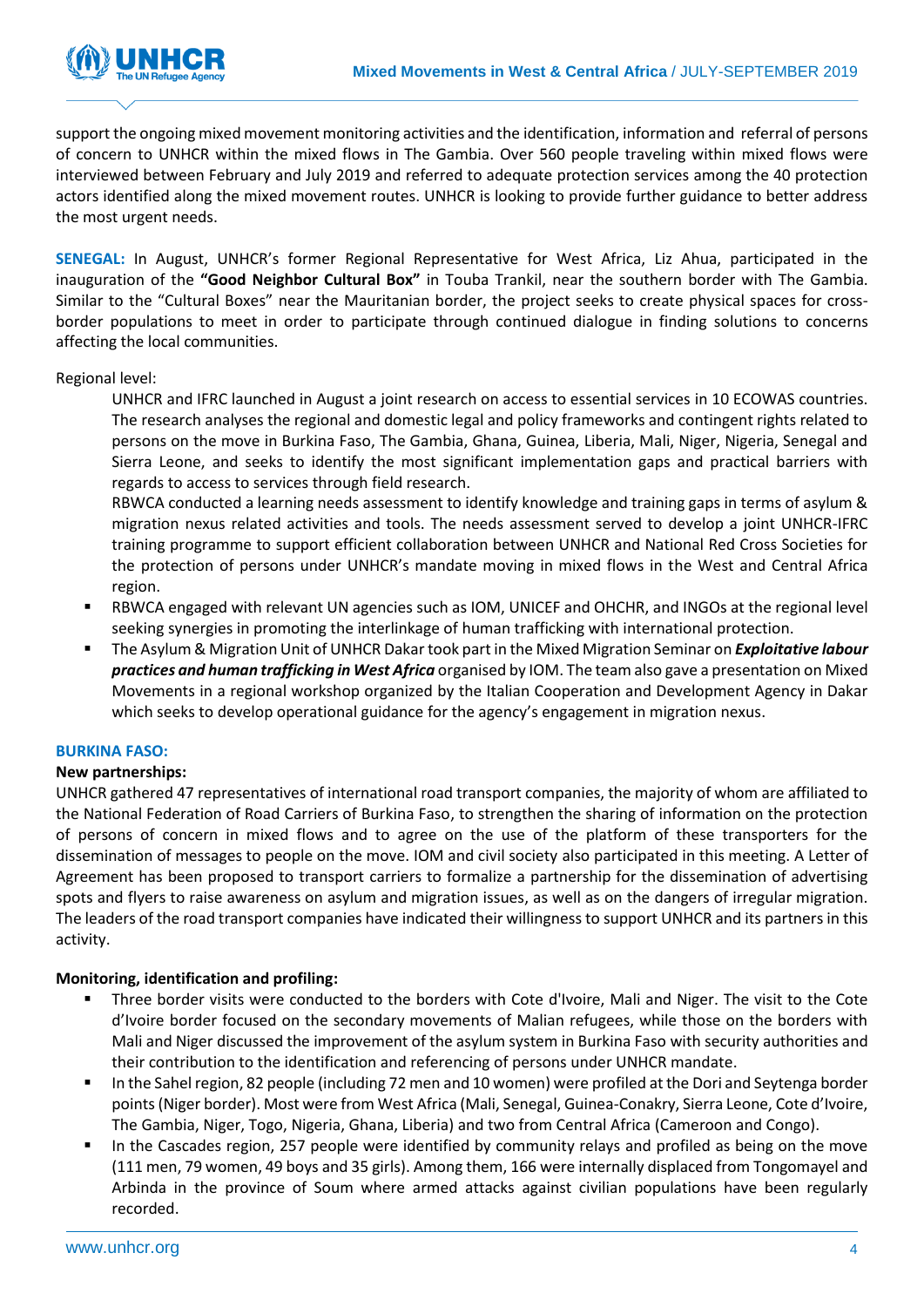support the ongoing mixed movement monitoring activities and the identification, information and referral of persons of concern to UNHCR within the mixed flows in The Gambia. Over 560 people traveling within mixed flows were interviewed between February and July 2019 and referred to adequate protection services among the 40 protection actors identified along the mixed movement routes. UNHCR is looking to provide further guidance to better address the most urgent needs.

**SENEGAL:** In August, UNHCR's former Regional Representative for West Africa, Liz Ahua, participated in the inauguration of the **"Good Neighbor Cultural Box"** in Touba Trankil, near the southern border with The Gambia. Similar to the "Cultural Boxes" near the Mauritanian border, the project seeks to create physical spaces for cross-border populations to meet in order to participate through continued dialogue in finding solutions to concerns affecting the local communities.

Regional level:

- UNHCR and IFRC launched in August a joint research on access to essential services in 10 ECOWAS countries. The research analyses the regional and domestic legal and policy frameworks and contingent rights related to persons on the move in Burkina Faso, The Gambia, Ghana, Guinea, Liberia, Mali, Niger, Nigeria, Senegal and Sierra Leone, and seeks to identify the most significant implementation gaps and practical barriers with regards to access to services through field research.
- RBWCA conducted a learning needs assessment to identify knowledge and training gaps in terms of asylum & migration nexus related activities and tools. The needs assessment served to develop a joint UNHCR-IFRC training programme to support efficient collaboration between UNHCR and National Red Cross Societies for the protection of persons under UNHCR's mandate moving in mixed flows in the West and Central Africa region.
- RBWCA engaged with relevant UN agencies such as IOM, UNICEF and OHCHR, and INGOs at the regional level seeking synergies in promoting the interlinkage of human trafficking with international protection.
- The Asylum & Migration Unit of UNHCR Dakar took part in the Mixed Migration Seminar on ***Exploitative labour practices and human trafficking in West Africa*** organised by IOM. The team also gave a presentation on Mixed Movements in a regional workshop organized by the Italian Cooperation and Development Agency in Dakar which seeks to develop operational guidance for the agency's engagement in migration nexus.

**BURKINA FASO:**

**New partnerships:**

UNHCR gathered 47 representatives of international road transport companies, the majority of whom are affiliated to the National Federation of Road Carriers of Burkina Faso, to strengthen the sharing of information on the protection of persons of concern in mixed flows and to agree on the use of the platform of these transporters for the dissemination of messages to people on the move. IOM and civil society also participated in this meeting. A Letter of Agreement has been proposed to transport carriers to formalize a partnership for the dissemination of advertising spots and flyers to raise awareness on asylum and migration issues, as well as on the dangers of irregular migration. The leaders of the road transport companies have indicated their willingness to support UNHCR and its partners in this activity.

**Monitoring, identification and profiling:**

- Three border visits were conducted to the borders with Cote d'Ivoire, Mali and Niger. The visit to the Cote d'Ivoire border focused on the secondary movements of Malian refugees, while those on the borders with Mali and Niger discussed the improvement of the asylum system in Burkina Faso with security authorities and their contribution to the identification and referencing of persons under UNHCR mandate.
- In the Sahel region, 82 people (including 72 men and 10 women) were profiled at the Dori and Seytenga border points (Niger border). Most were from West Africa (Mali, Senegal, Guinea-Conakry, Sierra Leone, Cote d'Ivoire, The Gambia, Niger, Togo, Nigeria, Ghana, Liberia) and two from Central Africa (Cameroon and Congo).
- In the Cascades region, 257 people were identified by community relays and profiled as being on the move (111 men, 79 women, 49 boys and 35 girls). Among them, 166 were internally displaced from Tongomayel and Arbinda in the province of Soum where armed attacks against civilian populations have been regularly recorded.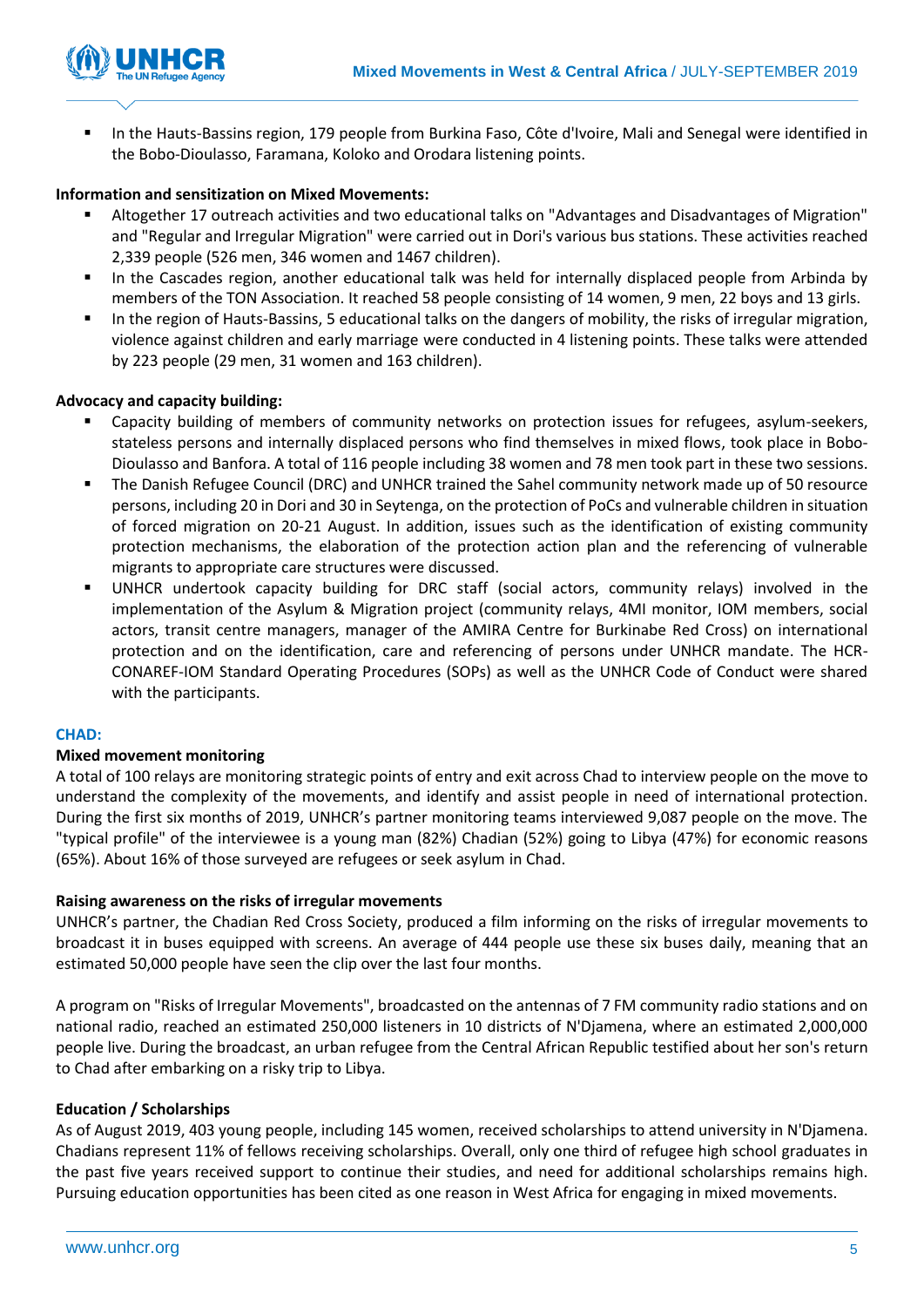- In the Hauts-Bassins region, 179 people from Burkina Faso, Côte d'Ivoire, Mali and Senegal were identified in the Bobo-Dioulasso, Faramana, Koloko and Orodara listening points.

**Information and sensitization on Mixed Movements:**

- Altogether 17 outreach activities and two educational talks on "Advantages and Disadvantages of Migration" and "Regular and Irregular Migration" were carried out in Dori's various bus stations. These activities reached 2,339 people (526 men, 346 women and 1467 children).
- In the Cascades region, another educational talk was held for internally displaced people from Arbinda by members of the TON Association. It reached 58 people consisting of 14 women, 9 men, 22 boys and 13 girls.
- In the region of Hauts-Bassins, 5 educational talks on the dangers of mobility, the risks of irregular migration, violence against children and early marriage were conducted in 4 listening points. These talks were attended by 223 people (29 men, 31 women and 163 children).

**Advocacy and capacity building:**

- Capacity building of members of community networks on protection issues for refugees, asylum-seekers, stateless persons and internally displaced persons who find themselves in mixed flows, took place in Bobo-Dioulasso and Banfora. A total of 116 people including 38 women and 78 men took part in these two sessions.
- The Danish Refugee Council (DRC) and UNHCR trained the Sahel community network made up of 50 resource persons, including 20 in Dori and 30 in Seytenga, on the protection of PoCs and vulnerable children in situation of forced migration on 20-21 August. In addition, issues such as the identification of existing community protection mechanisms, the elaboration of the protection action plan and the referencing of vulnerable migrants to appropriate care structures were discussed.
- UNHCR undertook capacity building for DRC staff (social actors, community relays) involved in the implementation of the Asylum & Migration project (community relays, 4MI monitor, IOM members, social actors, transit centre managers, manager of the AMIRA Centre for Burkinabe Red Cross) on international protection and on the identification, care and referencing of persons under UNHCR mandate. The HCR-CONAREF-IOM Standard Operating Procedures (SOPs) as well as the UNHCR Code of Conduct were shared with the participants.

## CHAD:

**Mixed movement monitoring**

A total of 100 relays are monitoring strategic points of entry and exit across Chad to interview people on the move to understand the complexity of the movements, and identify and assist people in need of international protection. During the first six months of 2019, UNHCR's partner monitoring teams interviewed 9,087 people on the move. The "typical profile" of the interviewee is a young man (82%) Chadian (52%) going to Libya (47%) for economic reasons (65%). About 16% of those surveyed are refugees or seek asylum in Chad.

**Raising awareness on the risks of irregular movements**

UNHCR's partner, the Chadian Red Cross Society, produced a film informing on the risks of irregular movements to broadcast it in buses equipped with screens. An average of 444 people use these six buses daily, meaning that an estimated 50,000 people have seen the clip over the last four months.

A program on "Risks of Irregular Movements", broadcasted on the antennas of 7 FM community radio stations and on national radio, reached an estimated 250,000 listeners in 10 districts of N'Djamena, where an estimated 2,000,000 people live. During the broadcast, an urban refugee from the Central African Republic testified about her son's return to Chad after embarking on a risky trip to Libya.

**Education / Scholarships**

As of August 2019, 403 young people, including 145 women, received scholarships to attend university in N'Djamena. Chadians represent 11% of fellows receiving scholarships. Overall, only one third of refugee high school graduates in the past five years received support to continue their studies, and need for additional scholarships remains high. Pursuing education opportunities has been cited as one reason in West Africa for engaging in mixed movements.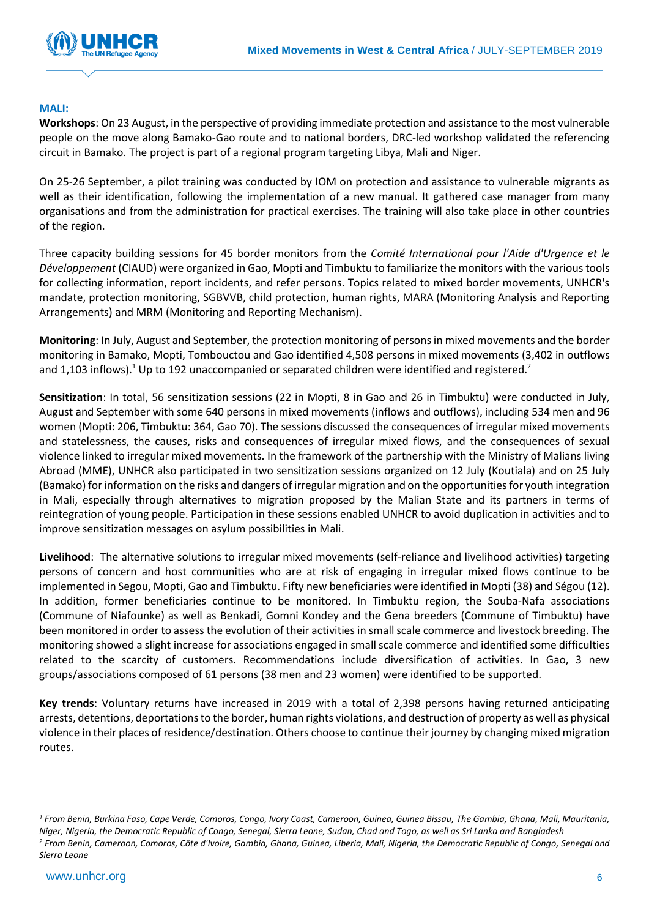**MALI:**

**Workshops**: On 23 August, in the perspective of providing immediate protection and assistance to the most vulnerable people on the move along Bamako-Gao route and to national borders, DRC-led workshop validated the referencing circuit in Bamako. The project is part of a regional program targeting Libya, Mali and Niger.

On 25-26 September, a pilot training was conducted by IOM on protection and assistance to vulnerable migrants as well as their identification, following the implementation of a new manual. It gathered case manager from many organisations and from the administration for practical exercises. The training will also take place in other countries of the region.

Three capacity building sessions for 45 border monitors from the *Comité International pour l'Aide d'Urgence et le Développement* (CIAUD) were organized in Gao, Mopti and Timbuktu to familiarize the monitors with the various tools for collecting information, report incidents, and refer persons. Topics related to mixed border movements, UNHCR's mandate, protection monitoring, SGBVVB, child protection, human rights, MARA (Monitoring Analysis and Reporting Arrangements) and MRM (Monitoring and Reporting Mechanism).

**Monitoring**: In July, August and September, the protection monitoring of persons in mixed movements and the border monitoring in Bamako, Mopti, Tombouctou and Gao identified 4,508 persons in mixed movements (3,402 in outflows and 1,103 inflows).[1] Up to 192 unaccompanied or separated children were identified and registered.[2]

**Sensitization**: In total, 56 sensitization sessions (22 in Mopti, 8 in Gao and 26 in Timbuktu) were conducted in July, August and September with some 640 persons in mixed movements (inflows and outflows), including 534 men and 96 women (Mopti: 206, Timbuktu: 364, Gao 70). The sessions discussed the consequences of irregular mixed movements and statelessness, the causes, risks and consequences of irregular mixed flows, and the consequences of sexual violence linked to irregular mixed movements. In the framework of the partnership with the Ministry of Malians living Abroad (MME), UNHCR also participated in two sensitization sessions organized on 12 July (Koutiala) and on 25 July (Bamako) for information on the risks and dangers of irregular migration and on the opportunities for youth integration in Mali, especially through alternatives to migration proposed by the Malian State and its partners in terms of reintegration of young people. Participation in these sessions enabled UNHCR to avoid duplication in activities and to improve sensitization messages on asylum possibilities in Mali.

**Livelihood**: The alternative solutions to irregular mixed movements (self-reliance and livelihood activities) targeting persons of concern and host communities who are at risk of engaging in irregular mixed flows continue to be implemented in Segou, Mopti, Gao and Timbuktu. Fifty new beneficiaries were identified in Mopti (38) and Ségou (12). In addition, former beneficiaries continue to be monitored. In Timbuktu region, the Souba-Nafa associations (Commune of Niafounke) as well as Benkadi, Gomni Kondey and the Gena breeders (Commune of Timbuktu) have been monitored in order to assess the evolution of their activities in small scale commerce and livestock breeding. The monitoring showed a slight increase for associations engaged in small scale commerce and identified some difficulties related to the scarcity of customers. Recommendations include diversification of activities. In Gao, 3 new groups/associations composed of 61 persons (38 men and 23 women) were identified to be supported.

**Key trends**: Voluntary returns have increased in 2019 with a total of 2,398 persons having returned anticipating arrests, detentions, deportations to the border, human rights violations, and destruction of property as well as physical violence in their places of residence/destination. Others choose to continue their journey by changing mixed migration routes.

---

[1] *From Benin, Burkina Faso, Cape Verde, Comoros, Congo, Ivory Coast, Cameroon, Guinea, Guinea Bissau, The Gambia, Ghana, Mali, Mauritania, Niger, Nigeria, the Democratic Republic of Congo, Senegal, Sierra Leone, Sudan, Chad and Togo, as well as Sri Lanka and Bangladesh*

[2] *From Benin, Cameroon, Comoros, Côte d'Ivoire, Gambia, Ghana, Guinea, Liberia, Mali, Nigeria, the Democratic Republic of Congo, Senegal and Sierra Leone*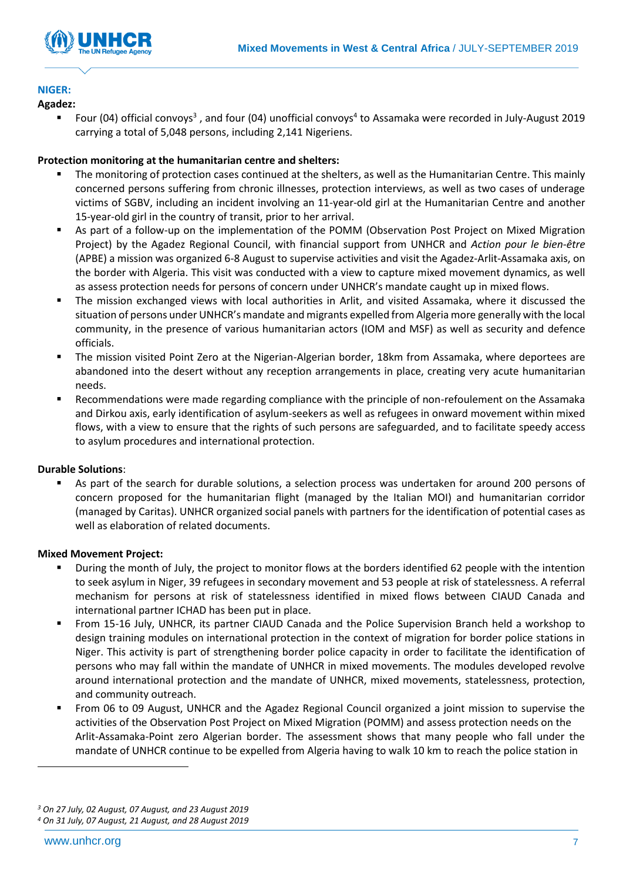**NIGER:**

**Agadez:**

- Four (04) official convoys[3] , and four (04) unofficial convoys[4] to Assamaka were recorded in July-August 2019 carrying a total of 5,048 persons, including 2,141 Nigeriens.

**Protection monitoring at the humanitarian centre and shelters:**

- The monitoring of protection cases continued at the shelters, as well as the Humanitarian Centre. This mainly concerned persons suffering from chronic illnesses, protection interviews, as well as two cases of underage victims of SGBV, including an incident involving an 11-year-old girl at the Humanitarian Centre and another 15-year-old girl in the country of transit, prior to her arrival.
- As part of a follow-up on the implementation of the POMM (Observation Post Project on Mixed Migration Project) by the Agadez Regional Council, with financial support from UNHCR and *Action pour le bien-être* (APBE) a mission was organized 6-8 August to supervise activities and visit the Agadez-Arlit-Assamaka axis, on the border with Algeria. This visit was conducted with a view to capture mixed movement dynamics, as well as assess protection needs for persons of concern under UNHCR's mandate caught up in mixed flows.
- The mission exchanged views with local authorities in Arlit, and visited Assamaka, where it discussed the situation of persons under UNHCR's mandate and migrants expelled from Algeria more generally with the local community, in the presence of various humanitarian actors (IOM and MSF) as well as security and defence officials.
- The mission visited Point Zero at the Nigerian-Algerian border, 18km from Assamaka, where deportees are abandoned into the desert without any reception arrangements in place, creating very acute humanitarian needs.
- Recommendations were made regarding compliance with the principle of non-refoulement on the Assamaka and Dirkou axis, early identification of asylum-seekers as well as refugees in onward movement within mixed flows, with a view to ensure that the rights of such persons are safeguarded, and to facilitate speedy access to asylum procedures and international protection.

**Durable Solutions**:

- As part of the search for durable solutions, a selection process was undertaken for around 200 persons of concern proposed for the humanitarian flight (managed by the Italian MOI) and humanitarian corridor (managed by Caritas). UNHCR organized social panels with partners for the identification of potential cases as well as elaboration of related documents.

**Mixed Movement Project:**

- During the month of July, the project to monitor flows at the borders identified 62 people with the intention to seek asylum in Niger, 39 refugees in secondary movement and 53 people at risk of statelessness. A referral mechanism for persons at risk of statelessness identified in mixed flows between CIAUD Canada and international partner ICHAD has been put in place.
- From 15-16 July, UNHCR, its partner CIAUD Canada and the Police Supervision Branch held a workshop to design training modules on international protection in the context of migration for border police stations in Niger. This activity is part of strengthening border police capacity in order to facilitate the identification of persons who may fall within the mandate of UNHCR in mixed movements. The modules developed revolve around international protection and the mandate of UNHCR, mixed movements, statelessness, protection, and community outreach.
- From 06 to 09 August, UNHCR and the Agadez Regional Council organized a joint mission to supervise the activities of the Observation Post Project on Mixed Migration (POMM) and assess protection needs on the Arlit-Assamaka-Point zero Algerian border. The assessment shows that many people who fall under the mandate of UNHCR continue to be expelled from Algeria having to walk 10 km to reach the police station in

---

[3] *On 27 July, 02 August, 07 August, and 23 August 2019*

[4] *On 31 July, 07 August, 21 August, and 28 August 2019*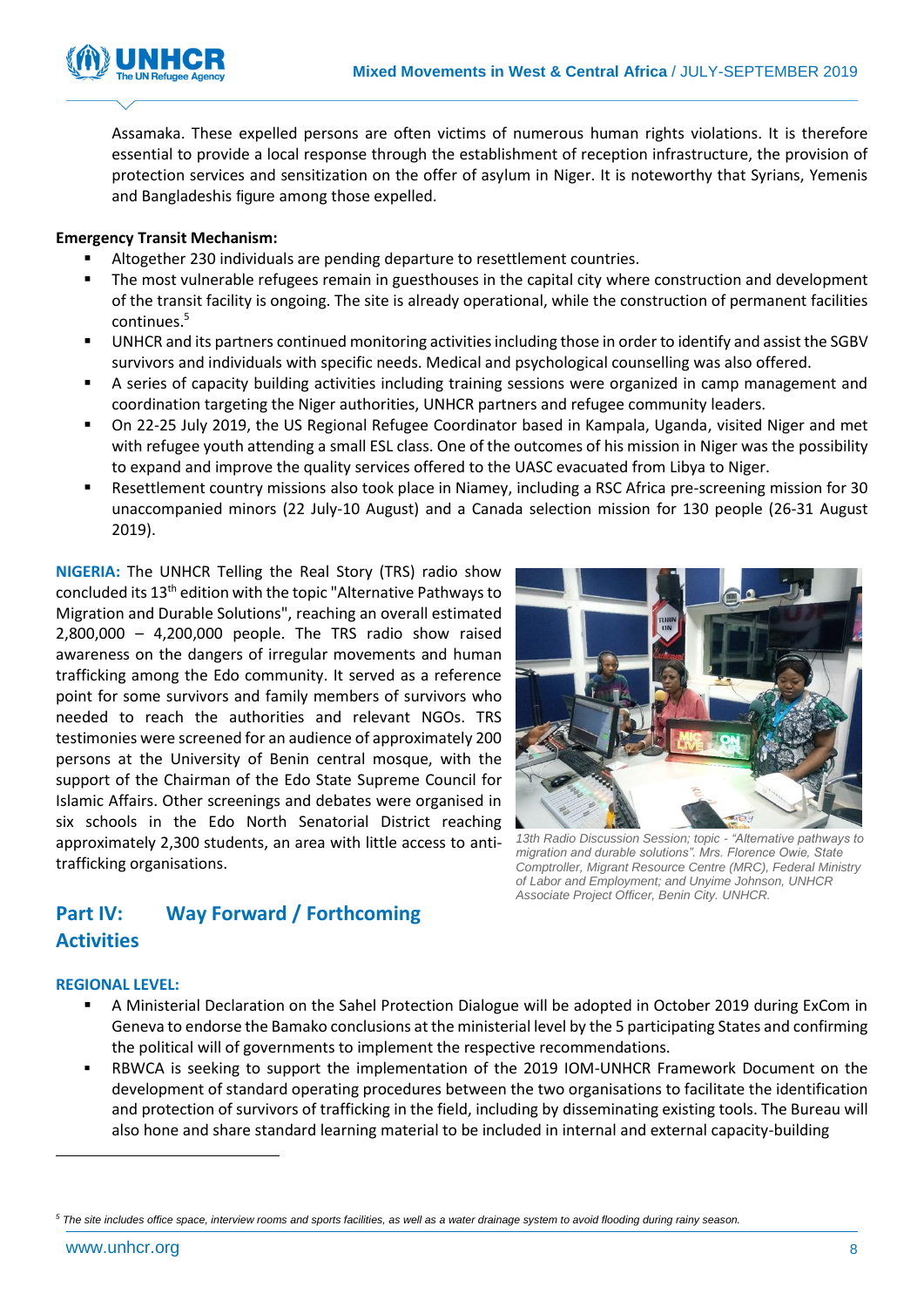Assamaka. These expelled persons are often victims of numerous human rights violations. It is therefore essential to provide a local response through the establishment of reception infrastructure, the provision of protection services and sensitization on the offer of asylum in Niger. It is noteworthy that Syrians, Yemenis and Bangladeshis figure among those expelled.

**Emergency Transit Mechanism:**

- Altogether 230 individuals are pending departure to resettlement countries.
- The most vulnerable refugees remain in guesthouses in the capital city where construction and development of the transit facility is ongoing. The site is already operational, while the construction of permanent facilities continues.[5]
- UNHCR and its partners continued monitoring activities including those in order to identify and assist the SGBV survivors and individuals with specific needs. Medical and psychological counselling was also offered.
- A series of capacity building activities including training sessions were organized in camp management and coordination targeting the Niger authorities, UNHCR partners and refugee community leaders.
- On 22-25 July 2019, the US Regional Refugee Coordinator based in Kampala, Uganda, visited Niger and met with refugee youth attending a small ESL class. One of the outcomes of his mission in Niger was the possibility to expand and improve the quality services offered to the UASC evacuated from Libya to Niger.
- Resettlement country missions also took place in Niamey, including a RSC Africa pre-screening mission for 30 unaccompanied minors (22 July-10 August) and a Canada selection mission for 130 people (26-31 August 2019).

**NIGERIA:** The UNHCR Telling the Real Story (TRS) radio show concluded its 13th edition with the topic "Alternative Pathways to Migration and Durable Solutions", reaching an overall estimated 2,800,000 – 4,200,000 people. The TRS radio show raised awareness on the dangers of irregular movements and human trafficking among the Edo community. It served as a reference point for some survivors and family members of survivors who needed to reach the authorities and relevant NGOs. TRS testimonies were screened for an audience of approximately 200 persons at the University of Benin central mosque, with the support of the Chairman of the Edo State Supreme Council for Islamic Affairs. Other screenings and debates were organised in six schools in the Edo North Senatorial District reaching approximately 2,300 students, an area with little access to anti-trafficking organisations.

*13th Radio Discussion Session; topic - "Alternative pathways to migration and durable solutions". Mrs. Florence Owie, State Comptroller, Migrant Resource Centre (MRC), Federal Ministry of Labor and Employment; and Unyime Johnson, UNHCR Associate Project Officer, Benin City. UNHCR.*

## Part IV: Way Forward / Forthcoming Activities

**REGIONAL LEVEL:**

- A Ministerial Declaration on the Sahel Protection Dialogue will be adopted in October 2019 during ExCom in Geneva to endorse the Bamako conclusions at the ministerial level by the 5 participating States and confirming the political will of governments to implement the respective recommendations.
- RBWCA is seeking to support the implementation of the 2019 IOM-UNHCR Framework Document on the development of standard operating procedures between the two organisations to facilitate the identification and protection of survivors of trafficking in the field, including by disseminating existing tools. The Bureau will also hone and share standard learning material to be included in internal and external capacity-building

[5] The site includes office space, interview rooms and sports facilities, as well as a water drainage system to avoid flooding during rainy season.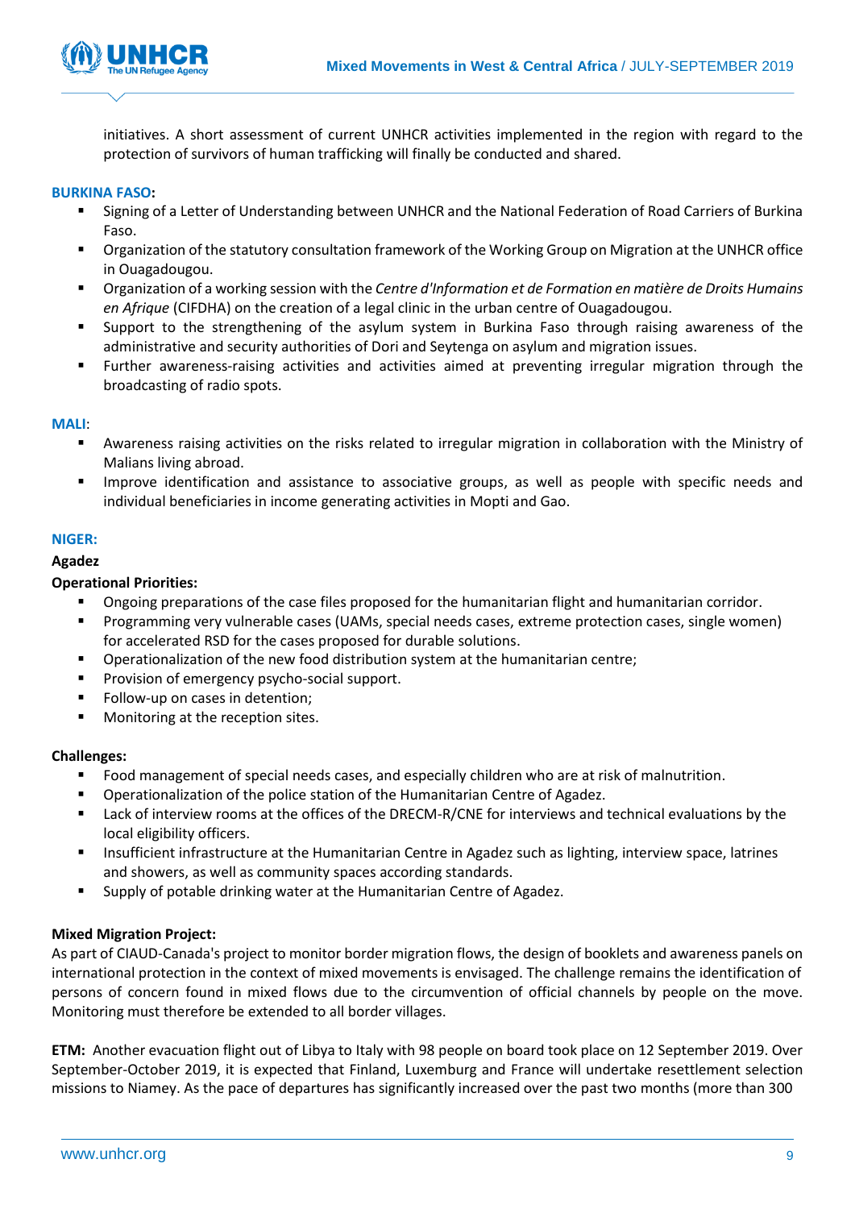initiatives. A short assessment of current UNHCR activities implemented in the region with regard to the protection of survivors of human trafficking will finally be conducted and shared.

**BURKINA FASO:**

- Signing of a Letter of Understanding between UNHCR and the National Federation of Road Carriers of Burkina Faso.
- Organization of the statutory consultation framework of the Working Group on Migration at the UNHCR office in Ouagadougou.
- Organization of a working session with the *Centre d'Information et de Formation en matière de Droits Humains en Afrique* (CIFDHA) on the creation of a legal clinic in the urban centre of Ouagadougou.
- Support to the strengthening of the asylum system in Burkina Faso through raising awareness of the administrative and security authorities of Dori and Seytenga on asylum and migration issues.
- Further awareness-raising activities and activities aimed at preventing irregular migration through the broadcasting of radio spots.

**MALI:**

- Awareness raising activities on the risks related to irregular migration in collaboration with the Ministry of Malians living abroad.
- Improve identification and assistance to associative groups, as well as people with specific needs and individual beneficiaries in income generating activities in Mopti and Gao.

**NIGER:**

**Agadez**

**Operational Priorities:**

- Ongoing preparations of the case files proposed for the humanitarian flight and humanitarian corridor.
- Programming very vulnerable cases (UAMs, special needs cases, extreme protection cases, single women) for accelerated RSD for the cases proposed for durable solutions.
- Operationalization of the new food distribution system at the humanitarian centre;
- Provision of emergency psycho-social support.
- Follow-up on cases in detention;
- Monitoring at the reception sites.

**Challenges:**

- Food management of special needs cases, and especially children who are at risk of malnutrition.
- Operationalization of the police station of the Humanitarian Centre of Agadez.
- Lack of interview rooms at the offices of the DRECM-R/CNE for interviews and technical evaluations by the local eligibility officers.
- Insufficient infrastructure at the Humanitarian Centre in Agadez such as lighting, interview space, latrines and showers, as well as community spaces according standards.
- Supply of potable drinking water at the Humanitarian Centre of Agadez.

**Mixed Migration Project:**

As part of CIAUD-Canada's project to monitor border migration flows, the design of booklets and awareness panels on international protection in the context of mixed movements is envisaged. The challenge remains the identification of persons of concern found in mixed flows due to the circumvention of official channels by people on the move. Monitoring must therefore be extended to all border villages.

**ETM:** Another evacuation flight out of Libya to Italy with 98 people on board took place on 12 September 2019. Over September-October 2019, it is expected that Finland, Luxemburg and France will undertake resettlement selection missions to Niamey. As the pace of departures has significantly increased over the past two months (more than 300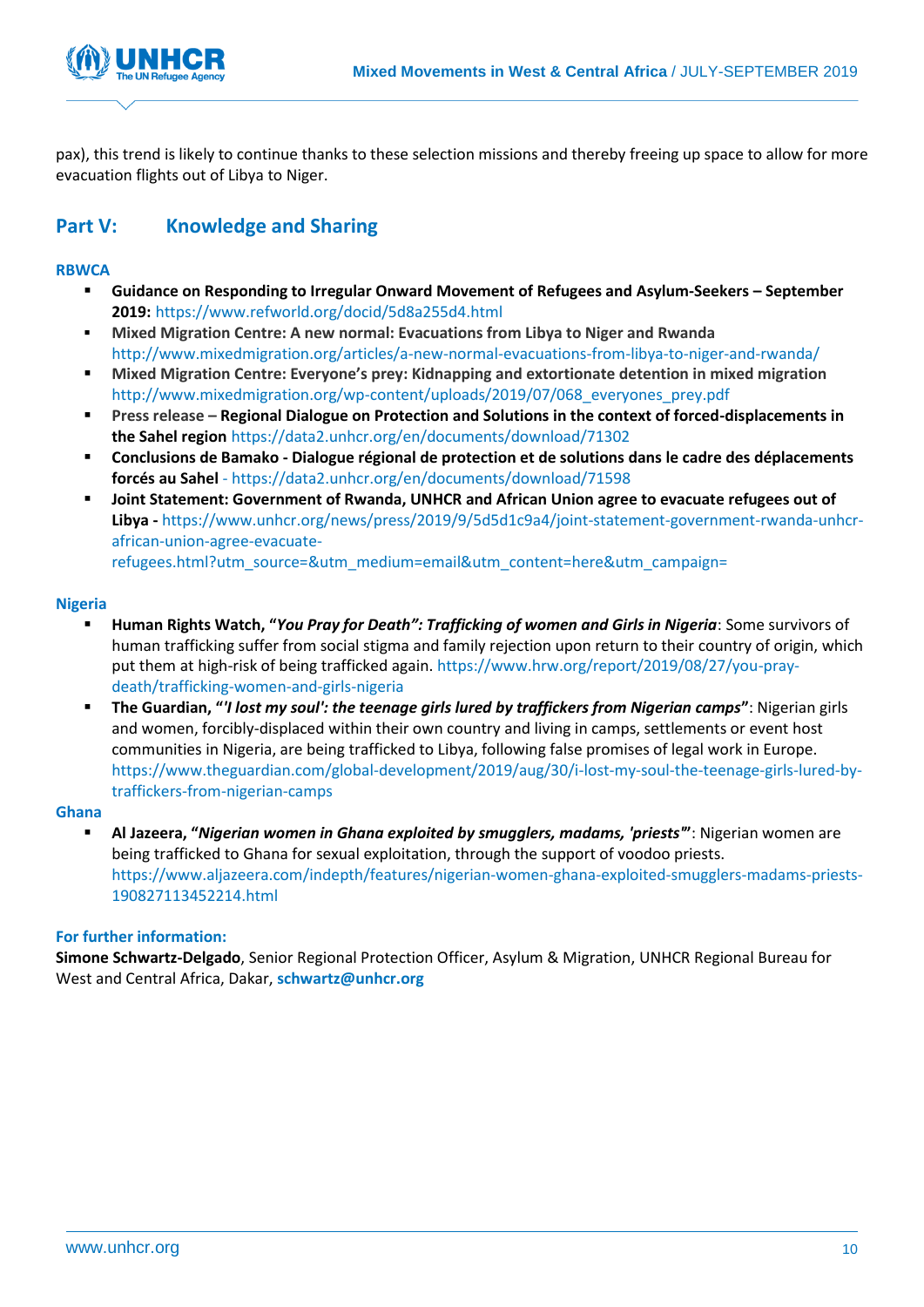pax), this trend is likely to continue thanks to these selection missions and thereby freeing up space to allow for more evacuation flights out of Libya to Niger.

## Part V: Knowledge and Sharing

### RBWCA

- **Guidance on Responding to Irregular Onward Movement of Refugees and Asylum-Seekers – September 2019:** https://www.refworld.org/docid/5d8a255d4.html
- **Mixed Migration Centre: A new normal: Evacuations from Libya to Niger and Rwanda** http://www.mixedmigration.org/articles/a-new-normal-evacuations-from-libya-to-niger-and-rwanda/
- **Mixed Migration Centre: Everyone's prey: Kidnapping and extortionate detention in mixed migration** http://www.mixedmigration.org/wp-content/uploads/2019/07/068_everyones_prey.pdf
- Press release – **Regional Dialogue on Protection and Solutions in the context of forced-displacements in the Sahel region** https://data2.unhcr.org/en/documents/download/71302
- **Conclusions de Bamako - Dialogue régional de protection et de solutions dans le cadre des déplacements forcés au Sahel** - https://data2.unhcr.org/en/documents/download/71598
- **Joint Statement: Government of Rwanda, UNHCR and African Union agree to evacuate refugees out of Libya** - https://www.unhcr.org/news/press/2019/9/5d5d1c9a4/joint-statement-government-rwanda-unhcr-african-union-agree-evacuate-refugees.html?utm_source=&utm_medium=email&utm_content=here&utm_campaign=

### Nigeria

- **Human Rights Watch, "*You Pray for Death": Trafficking of women and Girls in Nigeria***: Some survivors of human trafficking suffer from social stigma and family rejection upon return to their country of origin, which put them at high-risk of being trafficked again. https://www.hrw.org/report/2019/08/27/you-pray-death/trafficking-women-and-girls-nigeria
- **The Guardian, "*'I lost my soul': the teenage girls lured by traffickers from Nigerian camps*"**: Nigerian girls and women, forcibly-displaced within their own country and living in camps, settlements or event host communities in Nigeria, are being trafficked to Libya, following false promises of legal work in Europe. https://www.theguardian.com/global-development/2019/aug/30/i-lost-my-soul-the-teenage-girls-lured-by-traffickers-from-nigerian-camps

### Ghana

- **Al Jazeera, "*Nigerian women in Ghana exploited by smugglers, madams, 'priests'*"**: Nigerian women are being trafficked to Ghana for sexual exploitation, through the support of voodoo priests. https://www.aljazeera.com/indepth/features/nigerian-women-ghana-exploited-smugglers-madams-priests-190827113452214.html

### For further information:

**Simone Schwartz-Delgado**, Senior Regional Protection Officer, Asylum & Migration, UNHCR Regional Bureau for West and Central Africa, Dakar, **schwartz@unhcr.org**